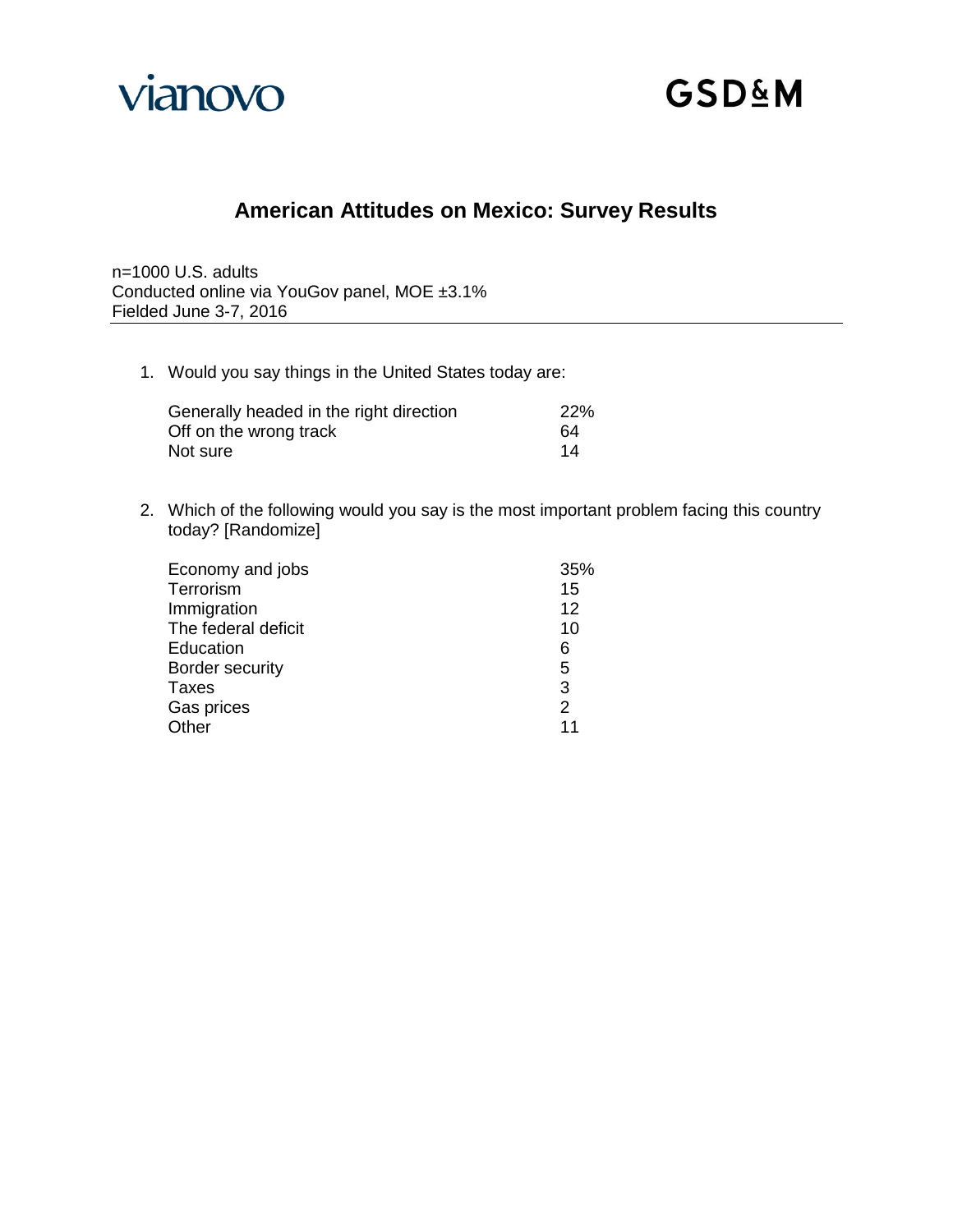vianovo

GSD&M

# American Attitudes on Mexico: Survey Results

n=1000 U.S. adults
Conducted online via YouGov panel, MOE ±3.1%
Fielded June 3-7, 2016

1. Would you say things in the United States today are:

| | |
|---|---|
| Generally headed in the right direction | 22% |
| Off on the wrong track | 64 |
| Not sure | 14 |

2. Which of the following would you say is the most important problem facing this country today? [Randomize]

| | |
|---|---|
| Economy and jobs | 35% |
| Terrorism | 15 |
| Immigration | 12 |
| The federal deficit | 10 |
| Education | 6 |
| Border security | 5 |
| Taxes | 3 |
| Gas prices | 2 |
| Other | 11 |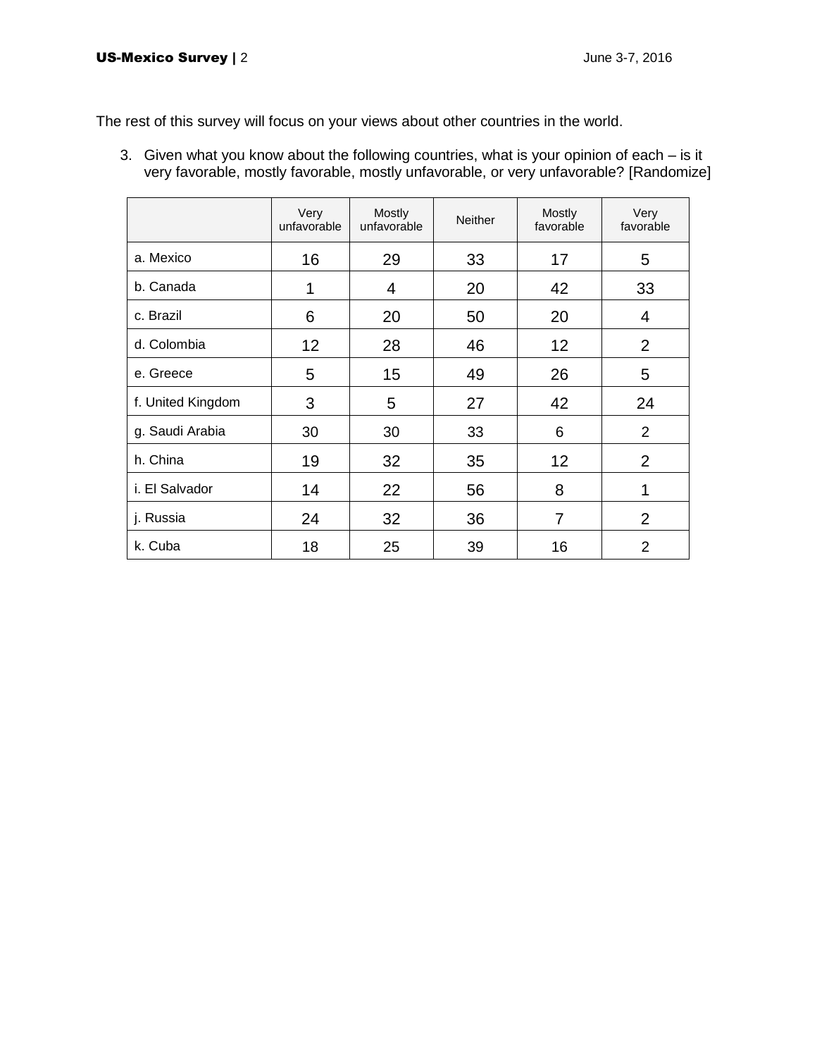The rest of this survey will focus on your views about other countries in the world.

3. Given what you know about the following countries, what is your opinion of each – is it very favorable, mostly favorable, mostly unfavorable, or very unfavorable? [Randomize]

| | Very unfavorable | Mostly unfavorable | Neither | Mostly favorable | Very favorable |
|---|---|---|---|---|---|
| a. Mexico | 16 | 29 | 33 | 17 | 5 |
| b. Canada | 1 | 4 | 20 | 42 | 33 |
| c. Brazil | 6 | 20 | 50 | 20 | 4 |
| d. Colombia | 12 | 28 | 46 | 12 | 2 |
| e. Greece | 5 | 15 | 49 | 26 | 5 |
| f. United Kingdom | 3 | 5 | 27 | 42 | 24 |
| g. Saudi Arabia | 30 | 30 | 33 | 6 | 2 |
| h. China | 19 | 32 | 35 | 12 | 2 |
| i. El Salvador | 14 | 22 | 56 | 8 | 1 |
| j. Russia | 24 | 32 | 36 | 7 | 2 |
| k. Cuba | 18 | 25 | 39 | 16 | 2 |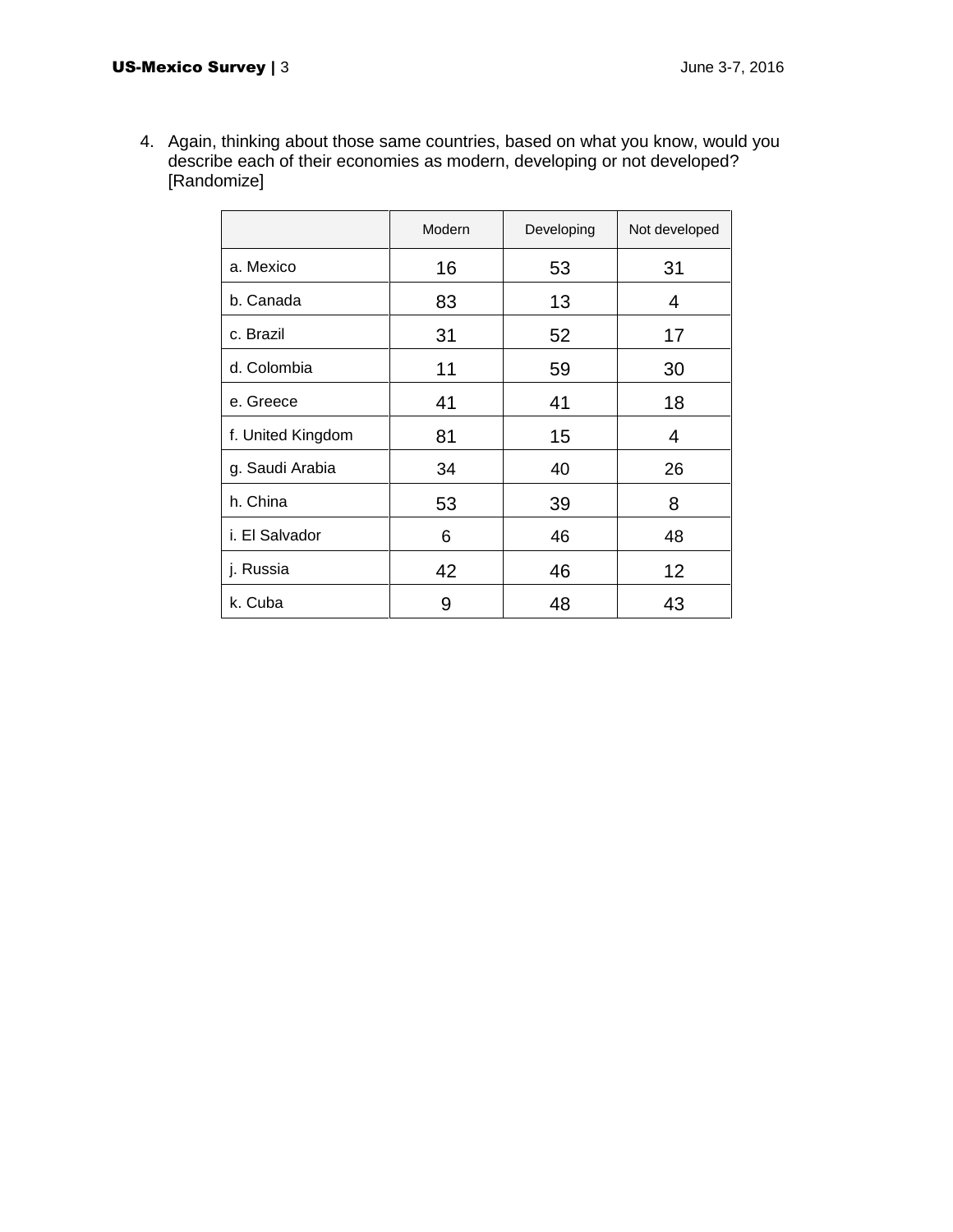4. Again, thinking about those same countries, based on what you know, would you describe each of their economies as modern, developing or not developed? [Randomize]

| | Modern | Developing | Not developed |
|---|---|---|---|
| a. Mexico | 16 | 53 | 31 |
| b. Canada | 83 | 13 | 4 |
| c. Brazil | 31 | 52 | 17 |
| d. Colombia | 11 | 59 | 30 |
| e. Greece | 41 | 41 | 18 |
| f. United Kingdom | 81 | 15 | 4 |
| g. Saudi Arabia | 34 | 40 | 26 |
| h. China | 53 | 39 | 8 |
| i. El Salvador | 6 | 46 | 48 |
| j. Russia | 42 | 46 | 12 |
| k. Cuba | 9 | 48 | 43 |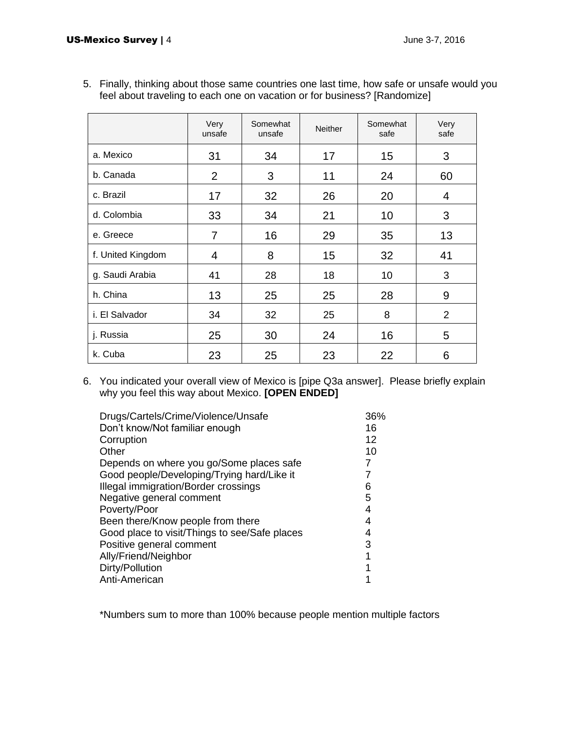5. Finally, thinking about those same countries one last time, how safe or unsafe would you feel about traveling to each one on vacation or for business? [Randomize]

| | Very unsafe | Somewhat unsafe | Neither | Somewhat safe | Very safe |
|---|---|---|---|---|---|
| a. Mexico | 31 | 34 | 17 | 15 | 3 |
| b. Canada | 2 | 3 | 11 | 24 | 60 |
| c. Brazil | 17 | 32 | 26 | 20 | 4 |
| d. Colombia | 33 | 34 | 21 | 10 | 3 |
| e. Greece | 7 | 16 | 29 | 35 | 13 |
| f. United Kingdom | 4 | 8 | 15 | 32 | 41 |
| g. Saudi Arabia | 41 | 28 | 18 | 10 | 3 |
| h. China | 13 | 25 | 25 | 28 | 9 |
| i. El Salvador | 34 | 32 | 25 | 8 | 2 |
| j. Russia | 25 | 30 | 24 | 16 | 5 |
| k. Cuba | 23 | 25 | 23 | 22 | 6 |

6. You indicated your overall view of Mexico is [pipe Q3a answer]. Please briefly explain why you feel this way about Mexico. **[OPEN ENDED]**

| | |
|---|---|
| Drugs/Cartels/Crime/Violence/Unsafe | 36% |
| Don't know/Not familiar enough | 16 |
| Corruption | 12 |
| Other | 10 |
| Depends on where you go/Some places safe | 7 |
| Good people/Developing/Trying hard/Like it | 7 |
| Illegal immigration/Border crossings | 6 |
| Negative general comment | 5 |
| Poverty/Poor | 4 |
| Been there/Know people from there | 4 |
| Good place to visit/Things to see/Safe places | 4 |
| Positive general comment | 3 |
| Ally/Friend/Neighbor | 1 |
| Dirty/Pollution | 1 |
| Anti-American | 1 |

*Numbers sum to more than 100% because people mention multiple factors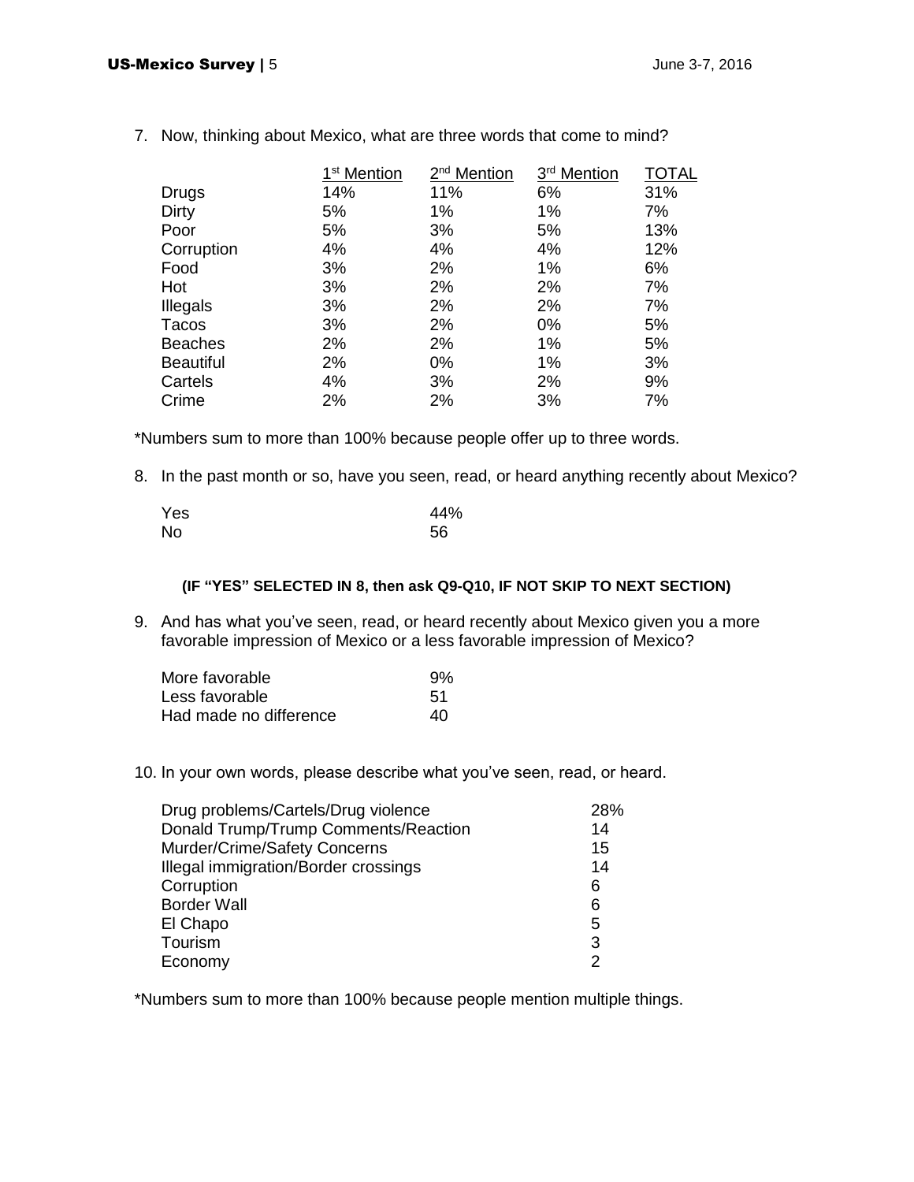7. Now, thinking about Mexico, what are three words that come to mind?

| | 1st Mention | 2nd Mention | 3rd Mention | TOTAL |
|---|---|---|---|---|
| Drugs | 14% | 11% | 6% | 31% |
| Dirty | 5% | 1% | 1% | 7% |
| Poor | 5% | 3% | 5% | 13% |
| Corruption | 4% | 4% | 4% | 12% |
| Food | 3% | 2% | 1% | 6% |
| Hot | 3% | 2% | 2% | 7% |
| Illegals | 3% | 2% | 2% | 7% |
| Tacos | 3% | 2% | 0% | 5% |
| Beaches | 2% | 2% | 1% | 5% |
| Beautiful | 2% | 0% | 1% | 3% |
| Cartels | 4% | 3% | 2% | 9% |
| Crime | 2% | 2% | 3% | 7% |

*Numbers sum to more than 100% because people offer up to three words.

8. In the past month or so, have you seen, read, or heard anything recently about Mexico?

| | |
|---|---|
| Yes | 44% |
| No | 56 |

**(IF "YES" SELECTED IN 8, then ask Q9-Q10, IF NOT SKIP TO NEXT SECTION)**

9. And has what you've seen, read, or heard recently about Mexico given you a more favorable impression of Mexico or a less favorable impression of Mexico?

| | |
|---|---|
| More favorable | 9% |
| Less favorable | 51 |
| Had made no difference | 40 |

10. In your own words, please describe what you've seen, read, or heard.

| | |
|---|---|
| Drug problems/Cartels/Drug violence | 28% |
| Donald Trump/Trump Comments/Reaction | 14 |
| Murder/Crime/Safety Concerns | 15 |
| Illegal immigration/Border crossings | 14 |
| Corruption | 6 |
| Border Wall | 6 |
| El Chapo | 5 |
| Tourism | 3 |
| Economy | 2 |

*Numbers sum to more than 100% because people mention multiple things.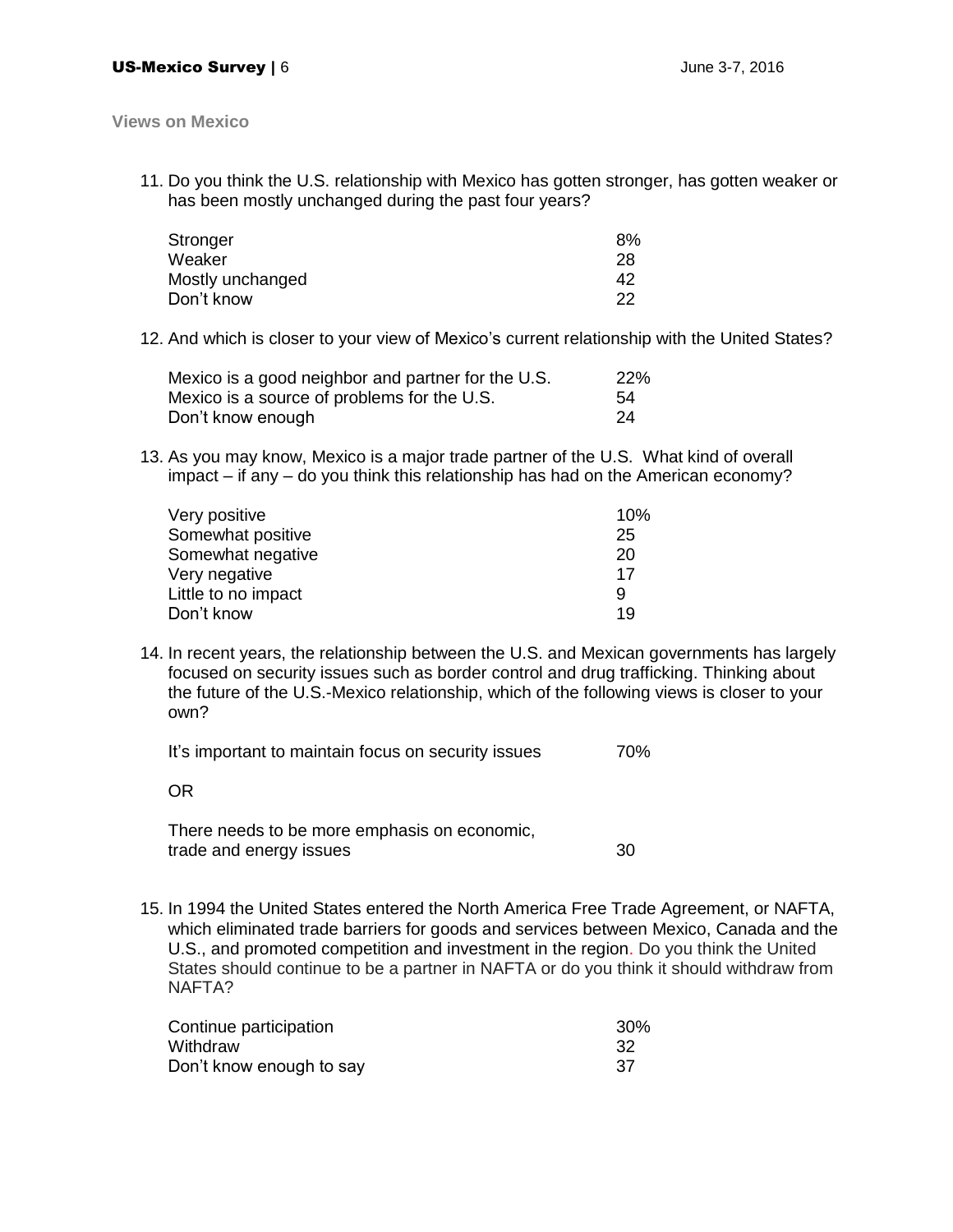## Views on Mexico

11. Do you think the U.S. relationship with Mexico has gotten stronger, has gotten weaker or has been mostly unchanged during the past four years?

| | |
|---|---|
| Stronger | 8% |
| Weaker | 28 |
| Mostly unchanged | 42 |
| Don't know | 22 |

12. And which is closer to your view of Mexico's current relationship with the United States?

| | |
|---|---|
| Mexico is a good neighbor and partner for the U.S. | 22% |
| Mexico is a source of problems for the U.S. | 54 |
| Don't know enough | 24 |

13. As you may know, Mexico is a major trade partner of the U.S. What kind of overall impact – if any – do you think this relationship has had on the American economy?

| | |
|---|---|
| Very positive | 10% |
| Somewhat positive | 25 |
| Somewhat negative | 20 |
| Very negative | 17 |
| Little to no impact | 9 |
| Don't know | 19 |

14. In recent years, the relationship between the U.S. and Mexican governments has largely focused on security issues such as border control and drug trafficking. Thinking about the future of the U.S.-Mexico relationship, which of the following views is closer to your own?

| | |
|---|---|
| It's important to maintain focus on security issues | 70% |
| OR | |
| There needs to be more emphasis on economic, trade and energy issues | 30 |

15. In 1994 the United States entered the North America Free Trade Agreement, or NAFTA, which eliminated trade barriers for goods and services between Mexico, Canada and the U.S., and promoted competition and investment in the region. Do you think the United States should continue to be a partner in NAFTA or do you think it should withdraw from NAFTA?

| | |
|---|---|
| Continue participation | 30% |
| Withdraw | 32 |
| Don't know enough to say | 37 |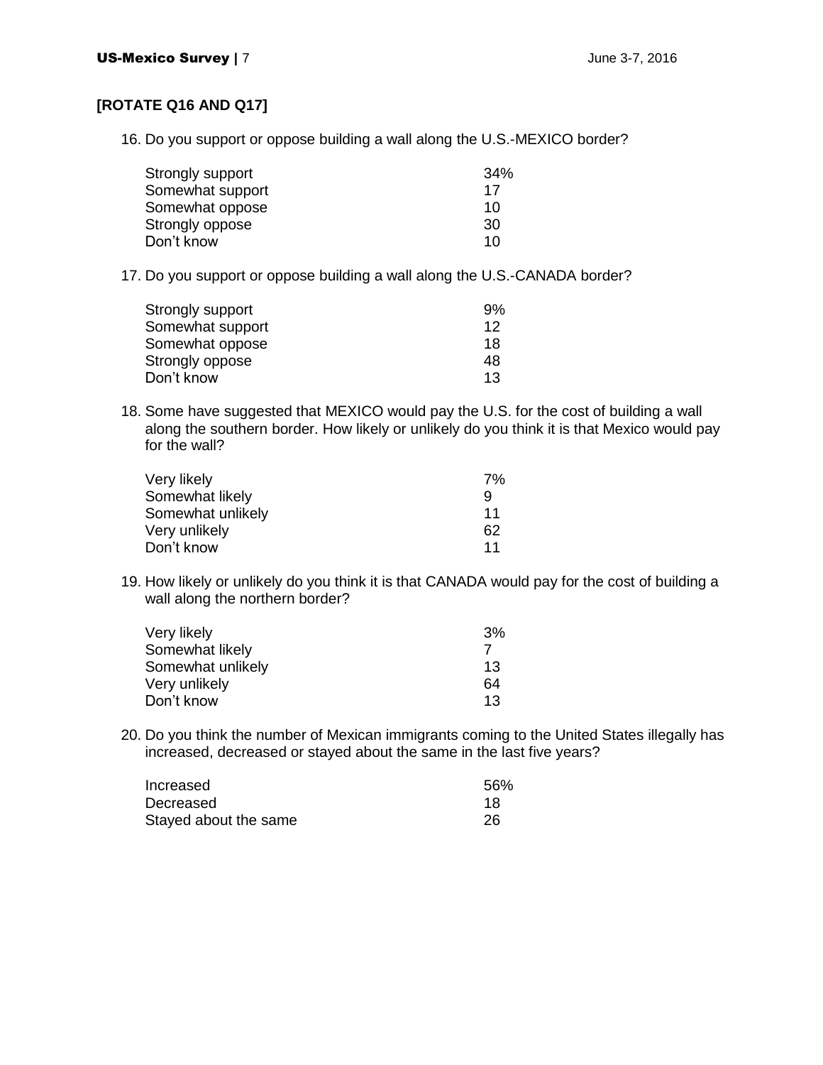**[ROTATE Q16 AND Q17]**

16. Do you support or oppose building a wall along the U.S.-MEXICO border?

| | |
|---|---|
| Strongly support | 34% |
| Somewhat support | 17 |
| Somewhat oppose | 10 |
| Strongly oppose | 30 |
| Don't know | 10 |

17. Do you support or oppose building a wall along the U.S.-CANADA border?

| | |
|---|---|
| Strongly support | 9% |
| Somewhat support | 12 |
| Somewhat oppose | 18 |
| Strongly oppose | 48 |
| Don't know | 13 |

18. Some have suggested that MEXICO would pay the U.S. for the cost of building a wall along the southern border. How likely or unlikely do you think it is that Mexico would pay for the wall?

| | |
|---|---|
| Very likely | 7% |
| Somewhat likely | 9 |
| Somewhat unlikely | 11 |
| Very unlikely | 62 |
| Don't know | 11 |

19. How likely or unlikely do you think it is that CANADA would pay for the cost of building a wall along the northern border?

| | |
|---|---|
| Very likely | 3% |
| Somewhat likely | 7 |
| Somewhat unlikely | 13 |
| Very unlikely | 64 |
| Don't know | 13 |

20. Do you think the number of Mexican immigrants coming to the United States illegally has increased, decreased or stayed about the same in the last five years?

| | |
|---|---|
| Increased | 56% |
| Decreased | 18 |
| Stayed about the same | 26 |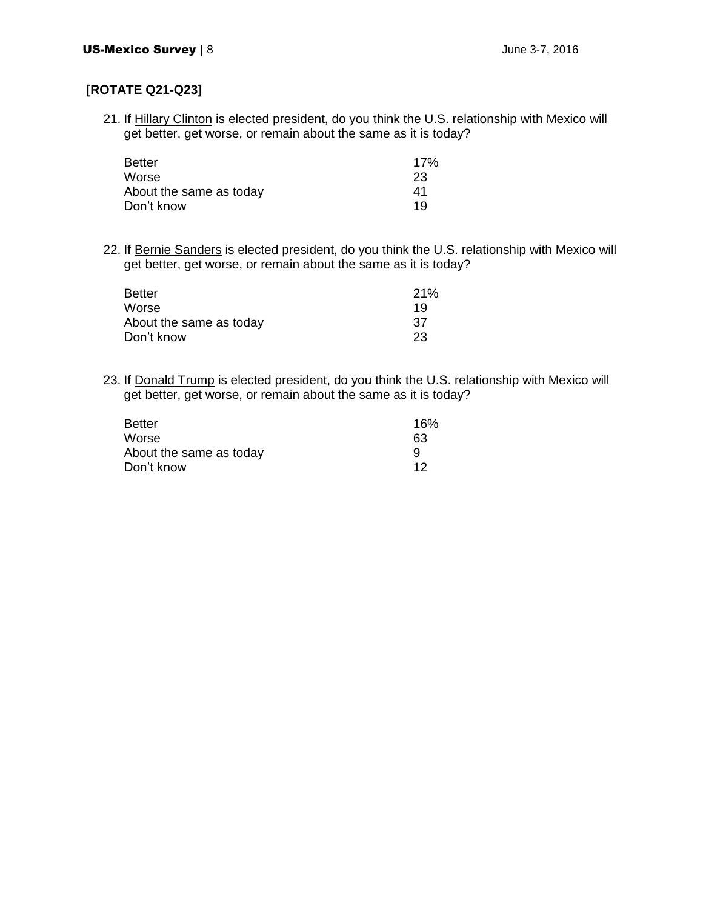**[ROTATE Q21-Q23]**

21. If <u>Hillary Clinton</u> is elected president, do you think the U.S. relationship with Mexico will get better, get worse, or remain about the same as it is today?

| | |
|---|---|
| Better | 17% |
| Worse | 23 |
| About the same as today | 41 |
| Don't know | 19 |

22. If <u>Bernie Sanders</u> is elected president, do you think the U.S. relationship with Mexico will get better, get worse, or remain about the same as it is today?

| | |
|---|---|
| Better | 21% |
| Worse | 19 |
| About the same as today | 37 |
| Don't know | 23 |

23. If <u>Donald Trump</u> is elected president, do you think the U.S. relationship with Mexico will get better, get worse, or remain about the same as it is today?

| | |
|---|---|
| Better | 16% |
| Worse | 63 |
| About the same as today | 9 |
| Don't know | 12 |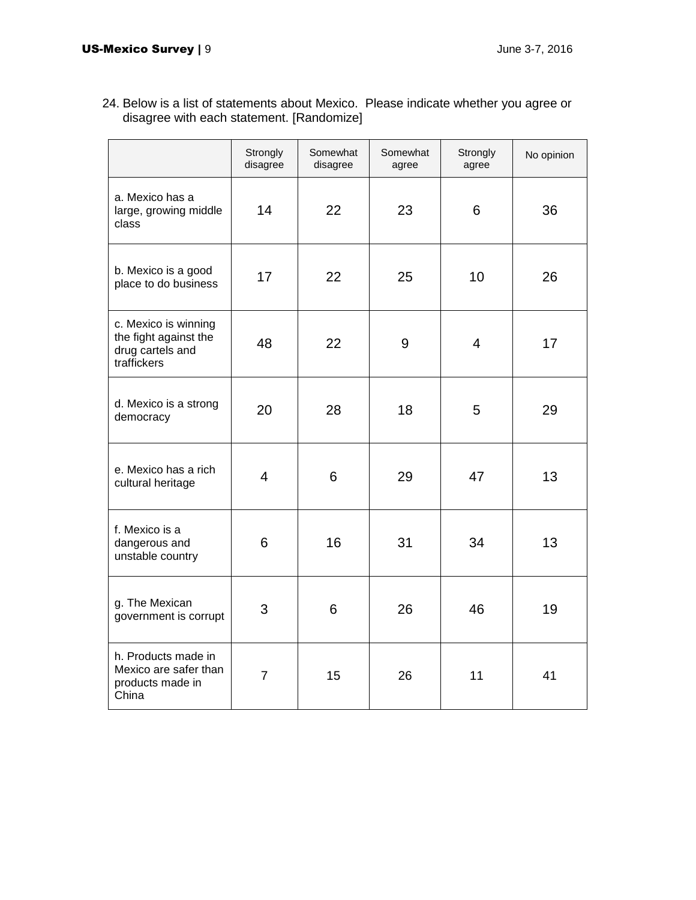24. Below is a list of statements about Mexico. Please indicate whether you agree or disagree with each statement. [Randomize]

| | Strongly disagree | Somewhat disagree | Somewhat agree | Strongly agree | No opinion |
|---|---|---|---|---|---|
| a. Mexico has a large, growing middle class | 14 | 22 | 23 | 6 | 36 |
| b. Mexico is a good place to do business | 17 | 22 | 25 | 10 | 26 |
| c. Mexico is winning the fight against the drug cartels and traffickers | 48 | 22 | 9 | 4 | 17 |
| d. Mexico is a strong democracy | 20 | 28 | 18 | 5 | 29 |
| e. Mexico has a rich cultural heritage | 4 | 6 | 29 | 47 | 13 |
| f. Mexico is a dangerous and unstable country | 6 | 16 | 31 | 34 | 13 |
| g. The Mexican government is corrupt | 3 | 6 | 26 | 46 | 19 |
| h. Products made in Mexico are safer than products made in China | 7 | 15 | 26 | 11 | 41 |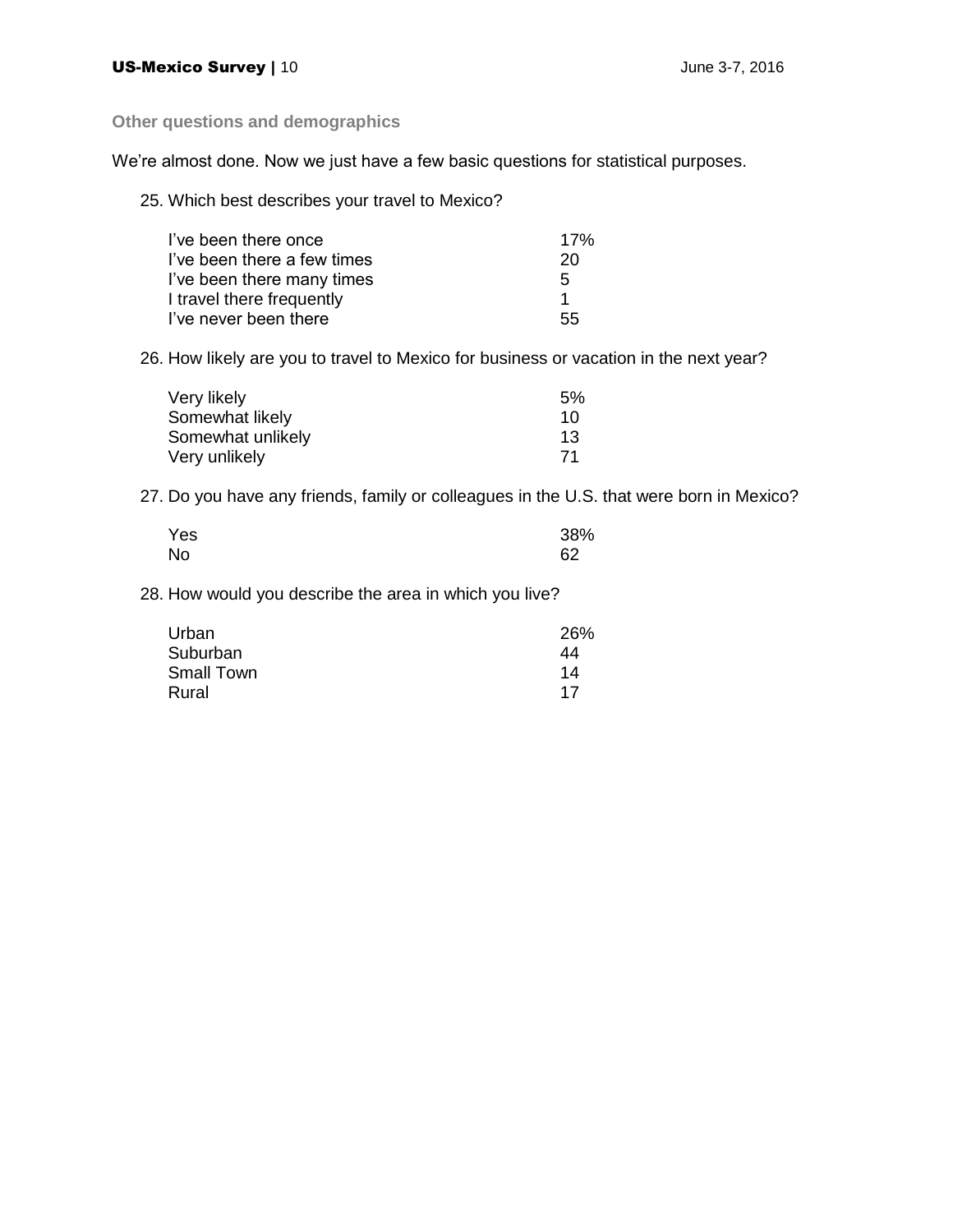### Other questions and demographics

We're almost done. Now we just have a few basic questions for statistical purposes.

25. Which best describes your travel to Mexico?

| | |
|---|---|
| I've been there once | 17% |
| I've been there a few times | 20 |
| I've been there many times | 5 |
| I travel there frequently | 1 |
| I've never been there | 55 |

26. How likely are you to travel to Mexico for business or vacation in the next year?

| | |
|---|---|
| Very likely | 5% |
| Somewhat likely | 10 |
| Somewhat unlikely | 13 |
| Very unlikely | 71 |

27. Do you have any friends, family or colleagues in the U.S. that were born in Mexico?

| | |
|---|---|
| Yes | 38% |
| No | 62 |

28. How would you describe the area in which you live?

| | |
|---|---|
| Urban | 26% |
| Suburban | 44 |
| Small Town | 14 |
| Rural | 17 |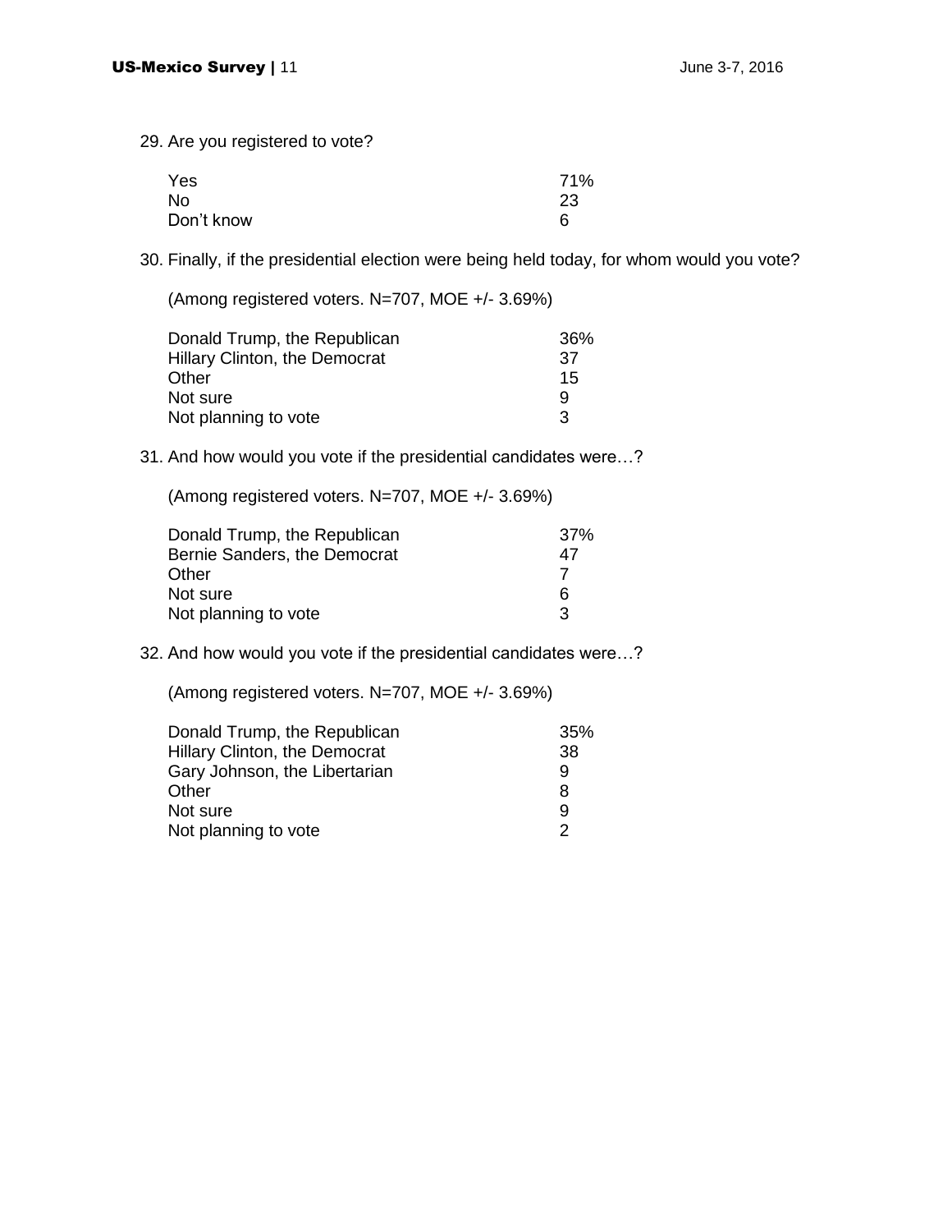29. Are you registered to vote?

| | |
|---|---|
| Yes | 71% |
| No | 23 |
| Don't know | 6 |

30. Finally, if the presidential election were being held today, for whom would you vote?

(Among registered voters. N=707, MOE +/- 3.69%)

| | |
|---|---|
| Donald Trump, the Republican | 36% |
| Hillary Clinton, the Democrat | 37 |
| Other | 15 |
| Not sure | 9 |
| Not planning to vote | 3 |

31. And how would you vote if the presidential candidates were…?

(Among registered voters. N=707, MOE +/- 3.69%)

| | |
|---|---|
| Donald Trump, the Republican | 37% |
| Bernie Sanders, the Democrat | 47 |
| Other | 7 |
| Not sure | 6 |
| Not planning to vote | 3 |

32. And how would you vote if the presidential candidates were…?

(Among registered voters. N=707, MOE +/- 3.69%)

| | |
|---|---|
| Donald Trump, the Republican | 35% |
| Hillary Clinton, the Democrat | 38 |
| Gary Johnson, the Libertarian | 9 |
| Other | 8 |
| Not sure | 9 |
| Not planning to vote | 2 |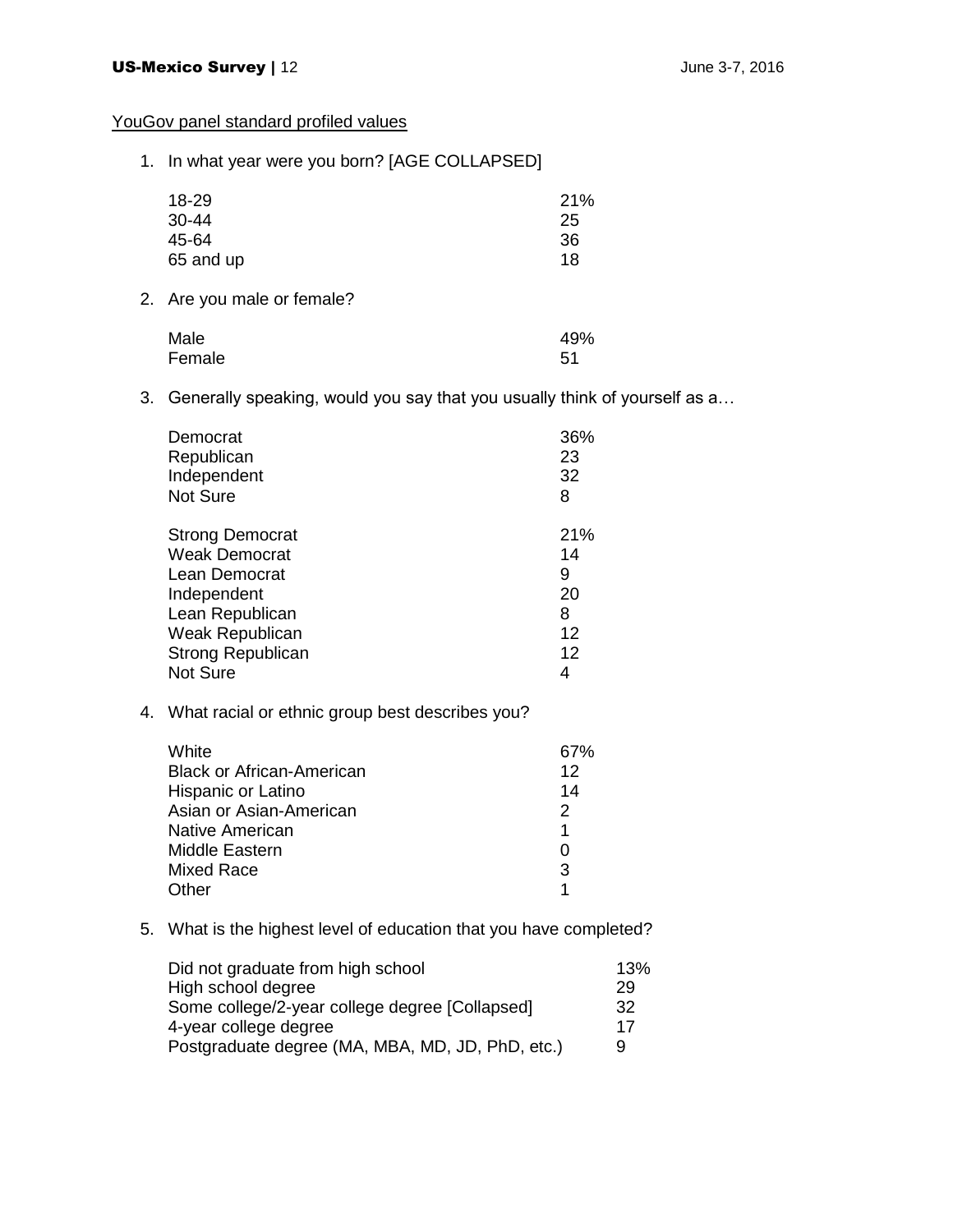<u>YouGov panel standard profiled values</u>

1. In what year were you born? [AGE COLLAPSED]

| | |
|---|---|
| 18-29 | 21% |
| 30-44 | 25 |
| 45-64 | 36 |
| 65 and up | 18 |

2. Are you male or female?

| | |
|---|---|
| Male | 49% |
| Female | 51 |

3. Generally speaking, would you say that you usually think of yourself as a…

| | |
|---|---|
| Democrat | 36% |
| Republican | 23 |
| Independent | 32 |
| Not Sure | 8 |

| | |
|---|---|
| Strong Democrat | 21% |
| Weak Democrat | 14 |
| Lean Democrat | 9 |
| Independent | 20 |
| Lean Republican | 8 |
| Weak Republican | 12 |
| Strong Republican | 12 |
| Not Sure | 4 |

4. What racial or ethnic group best describes you?

| | |
|---|---|
| White | 67% |
| Black or African-American | 12 |
| Hispanic or Latino | 14 |
| Asian or Asian-American | 2 |
| Native American | 1 |
| Middle Eastern | 0 |
| Mixed Race | 3 |
| Other | 1 |

5. What is the highest level of education that you have completed?

| | |
|---|---|
| Did not graduate from high school | 13% |
| High school degree | 29 |
| Some college/2-year college degree [Collapsed] | 32 |
| 4-year college degree | 17 |
| Postgraduate degree (MA, MBA, MD, JD, PhD, etc.) | 9 |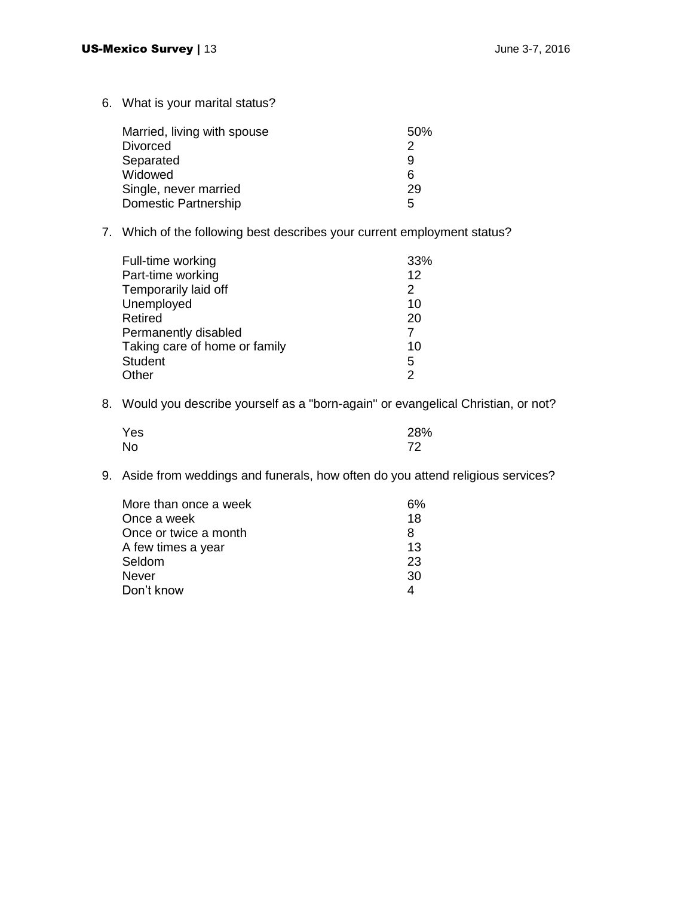6. What is your marital status?

| | |
|---|---|
| Married, living with spouse | 50% |
| Divorced | 2 |
| Separated | 9 |
| Widowed | 6 |
| Single, never married | 29 |
| Domestic Partnership | 5 |

7. Which of the following best describes your current employment status?

| | |
|---|---|
| Full-time working | 33% |
| Part-time working | 12 |
| Temporarily laid off | 2 |
| Unemployed | 10 |
| Retired | 20 |
| Permanently disabled | 7 |
| Taking care of home or family | 10 |
| Student | 5 |
| Other | 2 |

8. Would you describe yourself as a "born-again" or evangelical Christian, or not?

| | |
|---|---|
| Yes | 28% |
| No | 72 |

9. Aside from weddings and funerals, how often do you attend religious services?

| | |
|---|---|
| More than once a week | 6% |
| Once a week | 18 |
| Once or twice a month | 8 |
| A few times a year | 13 |
| Seldom | 23 |
| Never | 30 |
| Don't know | 4 |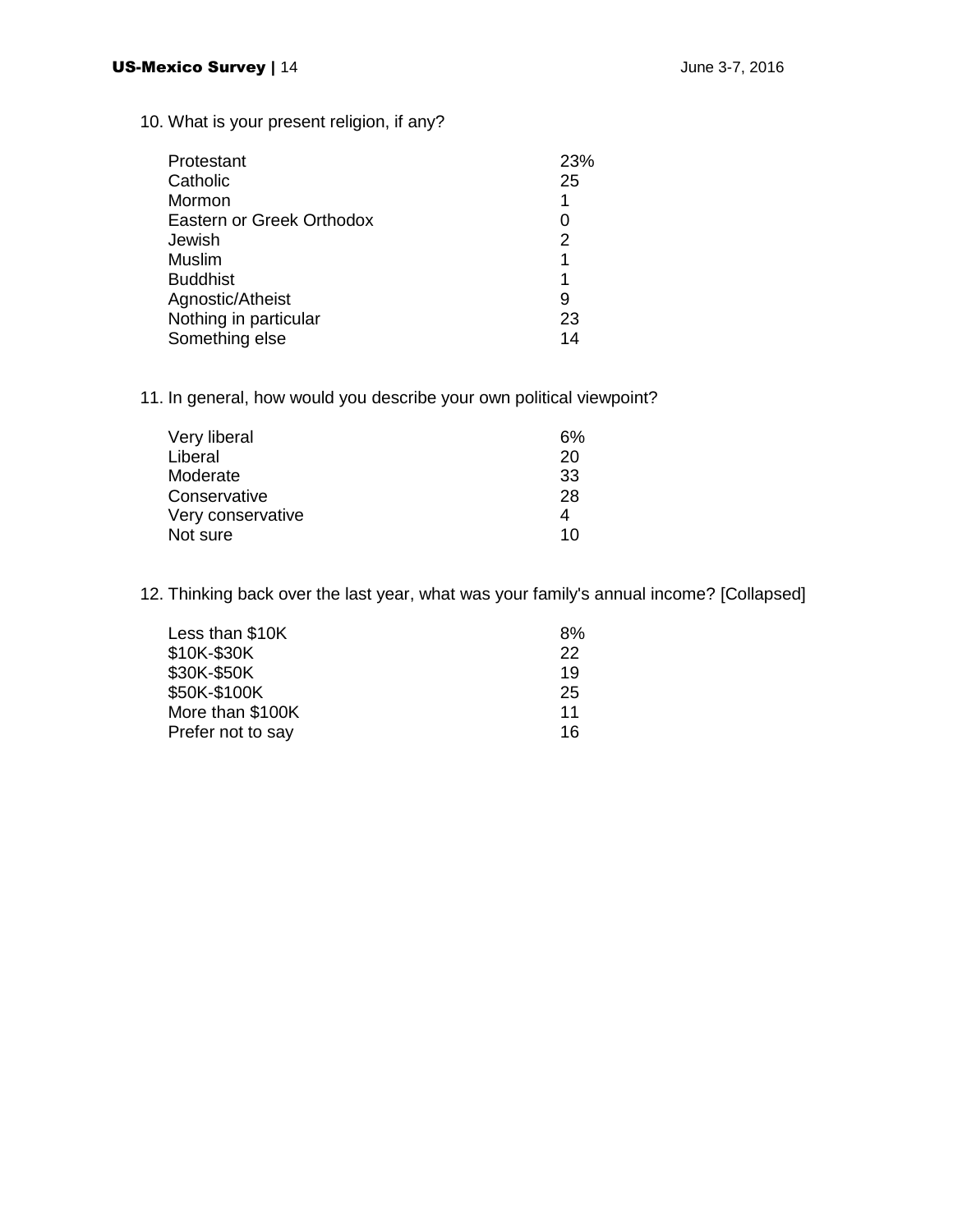10. What is your present religion, if any?

| | |
|---|---|
| Protestant | 23% |
| Catholic | 25 |
| Mormon | 1 |
| Eastern or Greek Orthodox | 0 |
| Jewish | 2 |
| Muslim | 1 |
| Buddhist | 1 |
| Agnostic/Atheist | 9 |
| Nothing in particular | 23 |
| Something else | 14 |

11. In general, how would you describe your own political viewpoint?

| | |
|---|---|
| Very liberal | 6% |
| Liberal | 20 |
| Moderate | 33 |
| Conservative | 28 |
| Very conservative | 4 |
| Not sure | 10 |

12. Thinking back over the last year, what was your family's annual income? [Collapsed]

| | |
|---|---|
| Less than $10K | 8% |
| $10K-$30K | 22 |
| $30K-$50K | 19 |
| $50K-$100K | 25 |
| More than $100K | 11 |
| Prefer not to say | 16 |